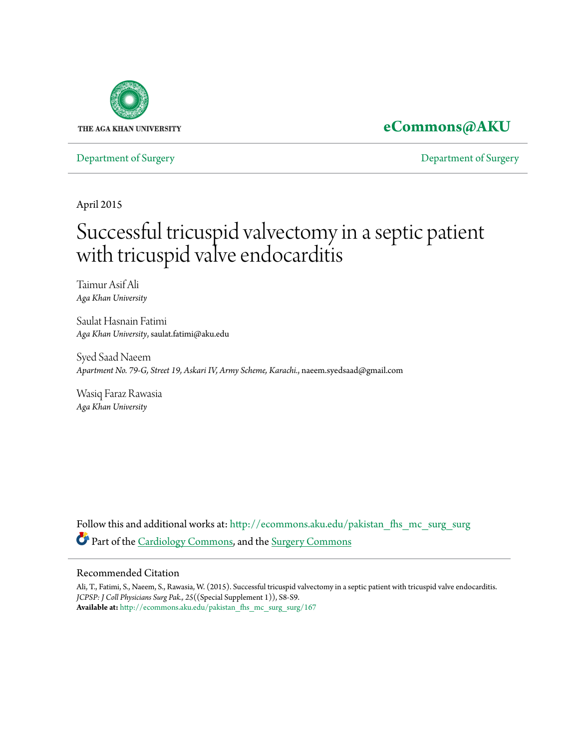THE AGA KHAN UNIVERSITY

**eCommons@AKU**

Department of Surgery | Department of Surgery

April 2015

# Successful tricuspid valvectomy in a septic patient with tricuspid valve endocarditis

Taimur Asif Ali
*Aga Khan University*

Saulat Hasnain Fatimi
*Aga Khan University*, saulat.fatimi@aku.edu

Syed Saad Naeem
*Apartment No. 79-G, Street 19, Askari IV, Army Scheme, Karachi.*, naeem.syedsaad@gmail.com

Wasiq Faraz Rawasia
*Aga Khan University*

Follow this and additional works at: http://ecommons.aku.edu/pakistan_fhs_mc_surg_surg

Part of the Cardiology Commons, and the Surgery Commons

## Recommended Citation

Ali, T., Fatimi, S., Naeem, S., Rawasia, W. (2015). Successful tricuspid valvectomy in a septic patient with tricuspid valve endocarditis. *JCPSP: J Coll Physicians Surg Pak., 25*((Special Supplement 1)), S8-S9.
**Available at:** http://ecommons.aku.edu/pakistan_fhs_mc_surg_surg/167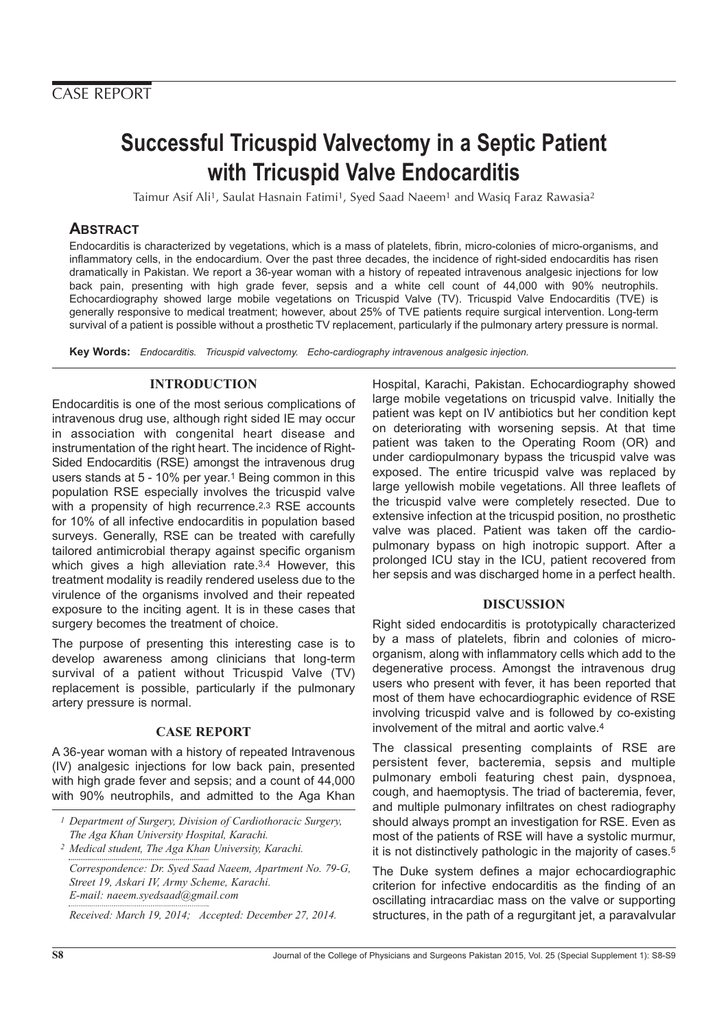CASE REPORT

# Successful Tricuspid Valvectomy in a Septic Patient with Tricuspid Valve Endocarditis

Taimur Asif Ali[1], Saulat Hasnain Fatimi[1], Syed Saad Naeem[1] and Wasiq Faraz Rawasia[2]

## ABSTRACT

Endocarditis is characterized by vegetations, which is a mass of platelets, fibrin, micro-colonies of micro-organisms, and inflammatory cells, in the endocardium. Over the past three decades, the incidence of right-sided endocarditis has risen dramatically in Pakistan. We report a 36-year woman with a history of repeated intravenous analgesic injections for low back pain, presenting with high grade fever, sepsis and a white cell count of 44,000 with 90% neutrophils. Echocardiography showed large mobile vegetations on Tricuspid Valve (TV). Tricuspid Valve Endocarditis (TVE) is generally responsive to medical treatment; however, about 25% of TVE patients require surgical intervention. Long-term survival of a patient is possible without a prosthetic TV replacement, particularly if the pulmonary artery pressure is normal.

**Key Words:** *Endocarditis. Tricuspid valvectomy. Echo-cardiography intravenous analgesic injection.*

## INTRODUCTION

Endocarditis is one of the most serious complications of intravenous drug use, although right sided IE may occur in association with congenital heart disease and instrumentation of the right heart. The incidence of Right-Sided Endocarditis (RSE) amongst the intravenous drug users stands at 5 - 10% per year.[1] Being common in this population RSE especially involves the tricuspid valve with a propensity of high recurrence.[2,3] RSE accounts for 10% of all infective endocarditis in population based surveys. Generally, RSE can be treated with carefully tailored antimicrobial therapy against specific organism which gives a high alleviation rate.[3,4] However, this treatment modality is readily rendered useless due to the virulence of the organisms involved and their repeated exposure to the inciting agent. It is in these cases that surgery becomes the treatment of choice.

The purpose of presenting this interesting case is to develop awareness among clinicians that long-term survival of a patient without Tricuspid Valve (TV) replacement is possible, particularly if the pulmonary artery pressure is normal.

## CASE REPORT

A 36-year woman with a history of repeated Intravenous (IV) analgesic injections for low back pain, presented with high grade fever and sepsis; and a count of 44,000 with 90% neutrophils, and admitted to the Aga Khan Hospital, Karachi, Pakistan. Echocardiography showed large mobile vegetations on tricuspid valve. Initially the patient was kept on IV antibiotics but her condition kept on deteriorating with worsening sepsis. At that time patient was taken to the Operating Room (OR) and under cardiopulmonary bypass the tricuspid valve was exposed. The entire tricuspid valve was replaced by large yellowish mobile vegetations. All three leaflets of the tricuspid valve were completely resected. Due to extensive infection at the tricuspid position, no prosthetic valve was placed. Patient was taken off the cardio-pulmonary bypass on high inotropic support. After a prolonged ICU stay in the ICU, patient recovered from her sepsis and was discharged home in a perfect health.

## DISCUSSION

Right sided endocarditis is prototypically characterized by a mass of platelets, fibrin and colonies of micro-organism, along with inflammatory cells which add to the degenerative process. Amongst the intravenous drug users who present with fever, it has been reported that most of them have echocardiographic evidence of RSE involving tricuspid valve and is followed by co-existing involvement of the mitral and aortic valve.[4]

The classical presenting complaints of RSE are persistent fever, bacteremia, sepsis and multiple pulmonary emboli featuring chest pain, dyspnoea, cough, and haemoptysis. The triad of bacteremia, fever, and multiple pulmonary infiltrates on chest radiography should always prompt an investigation for RSE. Even as most of the patients of RSE will have a systolic murmur, it is not distinctively pathologic in the majority of cases.[5]

The Duke system defines a major echocardiographic criterion for infective endocarditis as the finding of an oscillating intracardiac mass on the valve or supporting structures, in the path of a regurgitant jet, a paravalvular

---

[1] *Department of Surgery, Division of Cardiothoracic Surgery, The Aga Khan University Hospital, Karachi.*

[2] *Medical student, The Aga Khan University, Karachi.*

*Correspondence: Dr. Syed Saad Naeem, Apartment No. 79-G, Street 19, Askari IV, Army Scheme, Karachi.*
*E-mail: naeem.syedsaad@gmail.com*

*Received: March 19, 2014; Accepted: December 27, 2014.*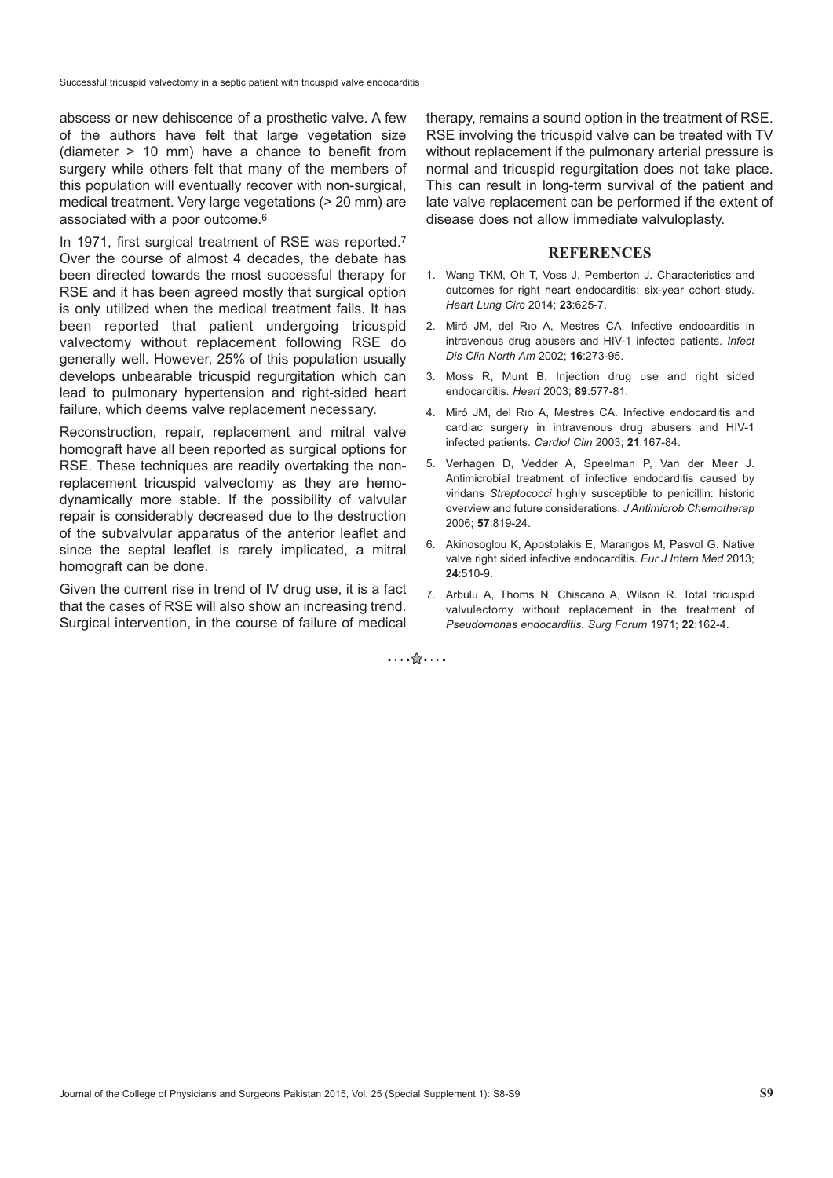abscess or new dehiscence of a prosthetic valve. A few of the authors have felt that large vegetation size (diameter > 10 mm) have a chance to benefit from surgery while others felt that many of the members of this population will eventually recover with non-surgical, medical treatment. Very large vegetations (> 20 mm) are associated with a poor outcome.[6]

In 1971, first surgical treatment of RSE was reported.[7] Over the course of almost 4 decades, the debate has been directed towards the most successful therapy for RSE and it has been agreed mostly that surgical option is only utilized when the medical treatment fails. It has been reported that patient undergoing tricuspid valvectomy without replacement following RSE do generally well. However, 25% of this population usually develops unbearable tricuspid regurgitation which can lead to pulmonary hypertension and right-sided heart failure, which deems valve replacement necessary.

Reconstruction, repair, replacement and mitral valve homograft have all been reported as surgical options for RSE. These techniques are readily overtaking the non-replacement tricuspid valvectomy as they are hemodynamically more stable. If the possibility of valvular repair is considerably decreased due to the destruction of the subvalvular apparatus of the anterior leaflet and since the septal leaflet is rarely implicated, a mitral homograft can be done.

Given the current rise in trend of IV drug use, it is a fact that the cases of RSE will also show an increasing trend. Surgical intervention, in the course of failure of medical therapy, remains a sound option in the treatment of RSE. RSE involving the tricuspid valve can be treated with TV without replacement if the pulmonary arterial pressure is normal and tricuspid regurgitation does not take place. This can result in long-term survival of the patient and late valve replacement can be performed if the extent of disease does not allow immediate valvuloplasty.

## REFERENCES

1. Wang TKM, Oh T, Voss J, Pemberton J. Characteristics and outcomes for right heart endocarditis: six-year cohort study. *Heart Lung Circ* 2014; **23**:625-7.
2. Miró JM, del Rıo A, Mestres CA. Infective endocarditis in intravenous drug abusers and HIV-1 infected patients. *Infect Dis Clin North Am* 2002; **16**:273-95.
3. Moss R, Munt B. Injection drug use and right sided endocarditis. *Heart* 2003; **89**:577-81.
4. Miró JM, del Rıo A, Mestres CA. Infective endocarditis and cardiac surgery in intravenous drug abusers and HIV-1 infected patients. *Cardiol Clin* 2003; **21**:167-84.
5. Verhagen D, Vedder A, Speelman P, Van der Meer J. Antimicrobial treatment of infective endocarditis caused by viridans *Streptococci* highly susceptible to penicillin: historic overview and future considerations. *J Antimicrob Chemotherap* 2006; **57**:819-24.
6. Akinosoglou K, Apostolakis E, Marangos M, Pasvol G. Native valve right sided infective endocarditis. *Eur J Intern Med* 2013; **24**:510-9.
7. Arbulu A, Thoms N, Chiscano A, Wilson R. Total tricuspid valvulectomy without replacement in the treatment of *Pseudomonas endocarditis. Surg Forum* 1971; **22**:162-4.